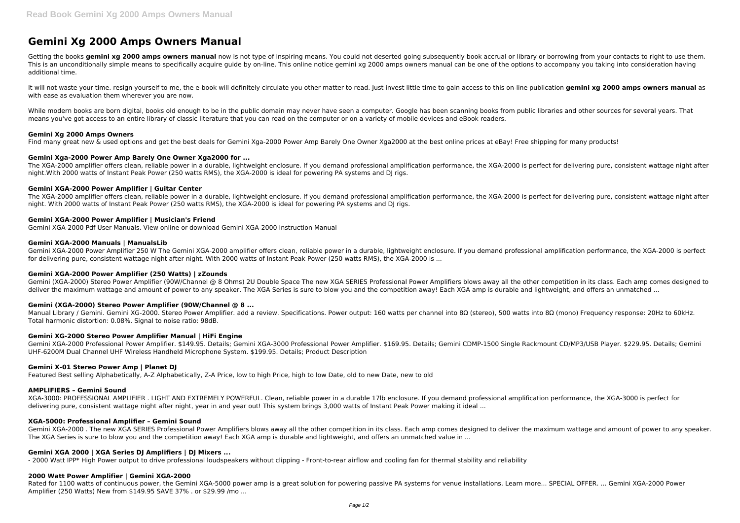# Gemini Xg 2000 Amps Owners Manual

Getting the books **gemini xg 2000 amps owners manual** now is not type of inspiring means. You could not deserted going subsequently book accrual or library or borrowing from your contacts to right to use them. This is an unconditionally simple means to specifically acquire guide by on-line. This online notice gemini xg 2000 amps owners manual can be one of the options to accompany you taking into consideration having additional time.

It will not waste your time. resign yourself to me, the e-book will definitely circulate you other matter to read. Just invest little time to gain access to this on-line publication **gemini xg 2000 amps owners manual** as with ease as evaluation them wherever you are now.

While modern books are born digital, books old enough to be in the public domain may never have seen a computer. Google has been scanning books from public libraries and other sources for several years. That means you've got access to an entire library of classic literature that you can read on the computer or on a variety of mobile devices and eBook readers.

### Gemini Xg 2000 Amps Owners

Find many great new & used options and get the best deals for Gemini Xga-2000 Power Amp Barely One Owner Xga2000 at the best online prices at eBay! Free shipping for many products!

### Gemini Xga-2000 Power Amp Barely One Owner Xga2000 for ...

The XGA-2000 amplifier offers clean, reliable power in a durable, lightweight enclosure. If you demand professional amplification performance, the XGA-2000 is perfect for delivering pure, consistent wattage night after night.With 2000 watts of Instant Peak Power (250 watts RMS), the XGA-2000 is ideal for powering PA systems and DJ rigs.

### Gemini XGA-2000 Power Amplifier | Guitar Center

The XGA-2000 amplifier offers clean, reliable power in a durable, lightweight enclosure. If you demand professional amplification performance, the XGA-2000 is perfect for delivering pure, consistent wattage night after night. With 2000 watts of Instant Peak Power (250 watts RMS), the XGA-2000 is ideal for powering PA systems and DJ rigs.

### Gemini XGA-2000 Power Amplifier | Musician's Friend

Gemini XGA-2000 Pdf User Manuals. View online or download Gemini XGA-2000 Instruction Manual

### Gemini XGA-2000 Manuals | ManualsLib

Gemini XGA-2000 Power Amplifier 250 W The Gemini XGA-2000 amplifier offers clean, reliable power in a durable, lightweight enclosure. If you demand professional amplification performance, the XGA-2000 is perfect for delivering pure, consistent wattage night after night. With 2000 watts of Instant Peak Power (250 watts RMS), the XGA-2000 is ...

### Gemini XGA-2000 Power Amplifier (250 Watts) | zZounds

Gemini (XGA-2000) Stereo Power Amplifier (90W/Channel @ 8 Ohms) 2U Double Space The new XGA SERIES Professional Power Amplifiers blows away all the other competition in its class. Each amp comes designed to deliver the maximum wattage and amount of power to any speaker. The XGA Series is sure to blow you and the competition away! Each XGA amp is durable and lightweight, and offers an unmatched ...

### Gemini (XGA-2000) Stereo Power Amplifier (90W/Channel @ 8 ...

Manual Library / Gemini. Gemini XG-2000. Stereo Power Amplifier. add a review. Specifications. Power output: 160 watts per channel into 8Ω (stereo), 500 watts into 8Ω (mono) Frequency response: 20Hz to 60kHz. Total harmonic distortion: 0.08%. Signal to noise ratio: 98dB.

### Gemini XG-2000 Stereo Power Amplifier Manual | HiFi Engine

Gemini XGA-2000 Professional Power Amplifier. $149.95. Details; Gemini XGA-3000 Professional Power Amplifier. $169.95. Details; Gemini CDMP-1500 Single Rackmount CD/MP3/USB Player. $229.95. Details; Gemini UHF-6200M Dual Channel UHF Wireless Handheld Microphone System. $199.95. Details; Product Description

### Gemini X-01 Stereo Power Amp | Planet DJ

Featured Best selling Alphabetically, A-Z Alphabetically, Z-A Price, low to high Price, high to low Date, old to new Date, new to old

### AMPLIFIERS – Gemini Sound

XGA-3000: PROFESSIONAL AMPLIFIER . LIGHT AND EXTREMELY POWERFUL. Clean, reliable power in a durable 17lb enclosure. If you demand professional amplification performance, the XGA-3000 is perfect for delivering pure, consistent wattage night after night, year in and year out! This system brings 3,000 watts of Instant Peak Power making it ideal ...

### XGA-5000: Professional Amplifier – Gemini Sound

Gemini XGA-2000 . The new XGA SERIES Professional Power Amplifiers blows away all the other competition in its class. Each amp comes designed to deliver the maximum wattage and amount of power to any speaker. The XGA Series is sure to blow you and the competition away! Each XGA amp is durable and lightweight, and offers an unmatched value in ...

### Gemini XGA 2000 | XGA Series DJ Amplifiers | DJ Mixers ...

- 2000 Watt IPP* High Power output to drive professional loudspeakers without clipping - Front-to-rear airflow and cooling fan for thermal stability and reliability

### 2000 Watt Power Amplifier | Gemini XGA-2000

Rated for 1100 watts of continuous power, the Gemini XGA-5000 power amp is a great solution for powering passive PA systems for venue installations. Learn more... SPECIAL OFFER. ... Gemini XGA-2000 Power Amplifier (250 Watts) New from $149.95 SAVE 37% . or $29.99 /mo ...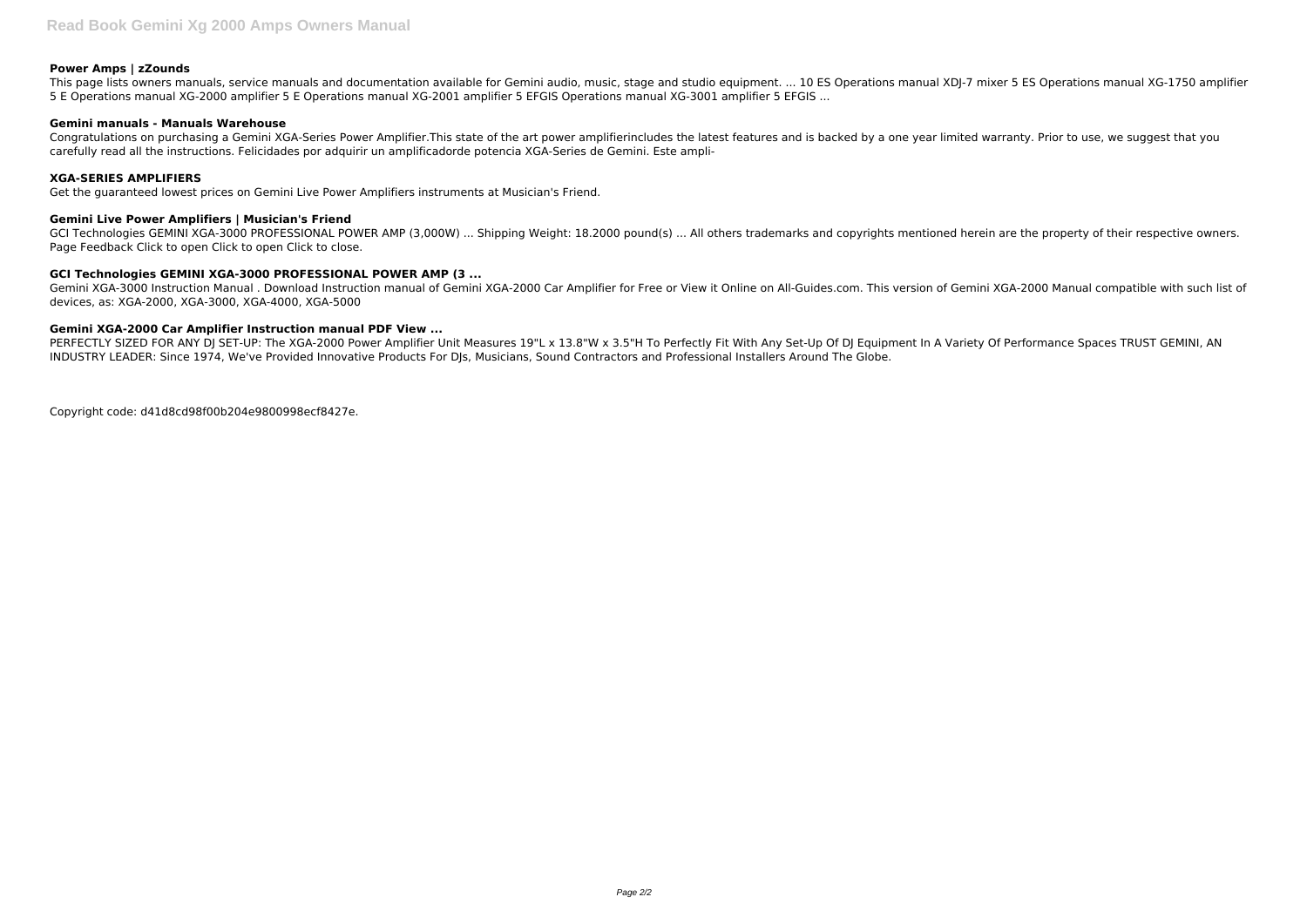### Power Amps | zZounds

This page lists owners manuals, service manuals and documentation available for Gemini audio, music, stage and studio equipment. ... 10 ES Operations manual XDJ-7 mixer 5 ES Operations manual XG-1750 amplifier 5 E Operations manual XG-2000 amplifier 5 E Operations manual XG-2001 amplifier 5 EFGIS Operations manual XG-3001 amplifier 5 EFGIS ...

### Gemini manuals - Manuals Warehouse

Congratulations on purchasing a Gemini XGA-Series Power Amplifier.This state of the art power amplifierincludes the latest features and is backed by a one year limited warranty. Prior to use, we suggest that you carefully read all the instructions. Felicidades por adquirir un amplificadorde potencia XGA-Series de Gemini. Este ampli-

### XGA-SERIES AMPLIFIERS

Get the guaranteed lowest prices on Gemini Live Power Amplifiers instruments at Musician's Friend.

### Gemini Live Power Amplifiers | Musician's Friend

GCI Technologies GEMINI XGA-3000 PROFESSIONAL POWER AMP (3,000W) ... Shipping Weight: 18.2000 pound(s) ... All others trademarks and copyrights mentioned herein are the property of their respective owners. Page Feedback Click to open Click to open Click to close.

### GCI Technologies GEMINI XGA-3000 PROFESSIONAL POWER AMP (3 ...

Gemini XGA-3000 Instruction Manual . Download Instruction manual of Gemini XGA-2000 Car Amplifier for Free or View it Online on All-Guides.com. This version of Gemini XGA-2000 Manual compatible with such list of devices, as: XGA-2000, XGA-3000, XGA-4000, XGA-5000

### Gemini XGA-2000 Car Amplifier Instruction manual PDF View ...

PERFECTLY SIZED FOR ANY DJ SET-UP: The XGA-2000 Power Amplifier Unit Measures 19"L x 13.8"W x 3.5"H To Perfectly Fit With Any Set-Up Of DJ Equipment In A Variety Of Performance Spaces TRUST GEMINI, AN INDUSTRY LEADER: Since 1974, We've Provided Innovative Products For DJs, Musicians, Sound Contractors and Professional Installers Around The Globe.

Copyright code: d41d8cd98f00b204e9800998ecf8427e.